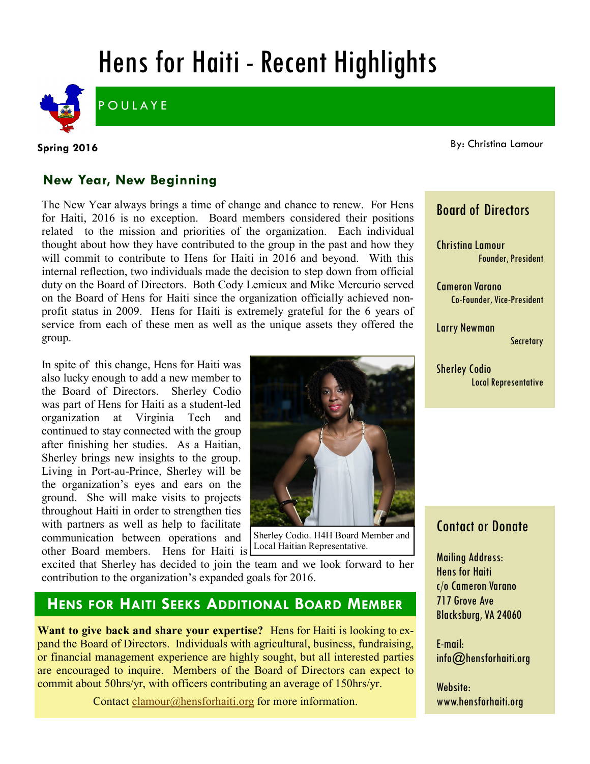# Hens for Haiti - Recent Highlights

POULAYE

**Spring 2016**

By: Christina Lamour

## New Year, New Beginning

The New Year always brings a time of change and chance to renew. For Hens for Haiti, 2016 is no exception. Board members considered their positions related to the mission and priorities of the organization. Each individual thought about how they have contributed to the group in the past and how they will commit to contribute to Hens for Haiti in 2016 and beyond. With this internal reflection, two individuals made the decision to step down from official duty on the Board of Directors. Both Cody Lemieux and Mike Mercurio served on the Board of Hens for Haiti since the organization officially achieved non-profit status in 2009. Hens for Haiti is extremely grateful for the 6 years of service from each of these men as well as the unique assets they offered the group.

In spite of this change, Hens for Haiti was also lucky enough to add a new member to the Board of Directors. Sherley Codio was part of Hens for Haiti as a student-led organization at Virginia Tech and continued to stay connected with the group after finishing her studies. As a Haitian, Sherley brings new insights to the group. Living in Port-au-Prince, Sherley will be the organization's eyes and ears on the ground. She will make visits to projects throughout Haiti in order to strengthen ties with partners as well as help to facilitate communication between operations and other Board members. Hens for Haiti is excited that Sherley has decided to join the team and we look forward to her contribution to the organization's expanded goals for 2016.

Sherley Codio. H4H Board Member and Local Haitian Representative.

## Hens for Haiti Seeks Additional Board Member

**Want to give back and share your expertise?** Hens for Haiti is looking to expand the Board of Directors. Individuals with agricultural, business, fundraising, or financial management experience are highly sought, but all interested parties are encouraged to inquire. Members of the Board of Directors can expect to commit about 50hrs/yr, with officers contributing an average of 150hrs/yr.

Contact clamour@hensforhaiti.org for more information.

### Board of Directors

Christina Lamour
Founder, President

Cameron Varano
Co-Founder, Vice-President

Larry Newman
Secretary

Sherley Codio
Local Representative

### Contact or Donate

Mailing Address:
Hens for Haiti
c/o Cameron Varano
717 Grove Ave
Blacksburg, VA 24060

E-mail:
info@hensforhaiti.org

Website:
www.hensforhaiti.org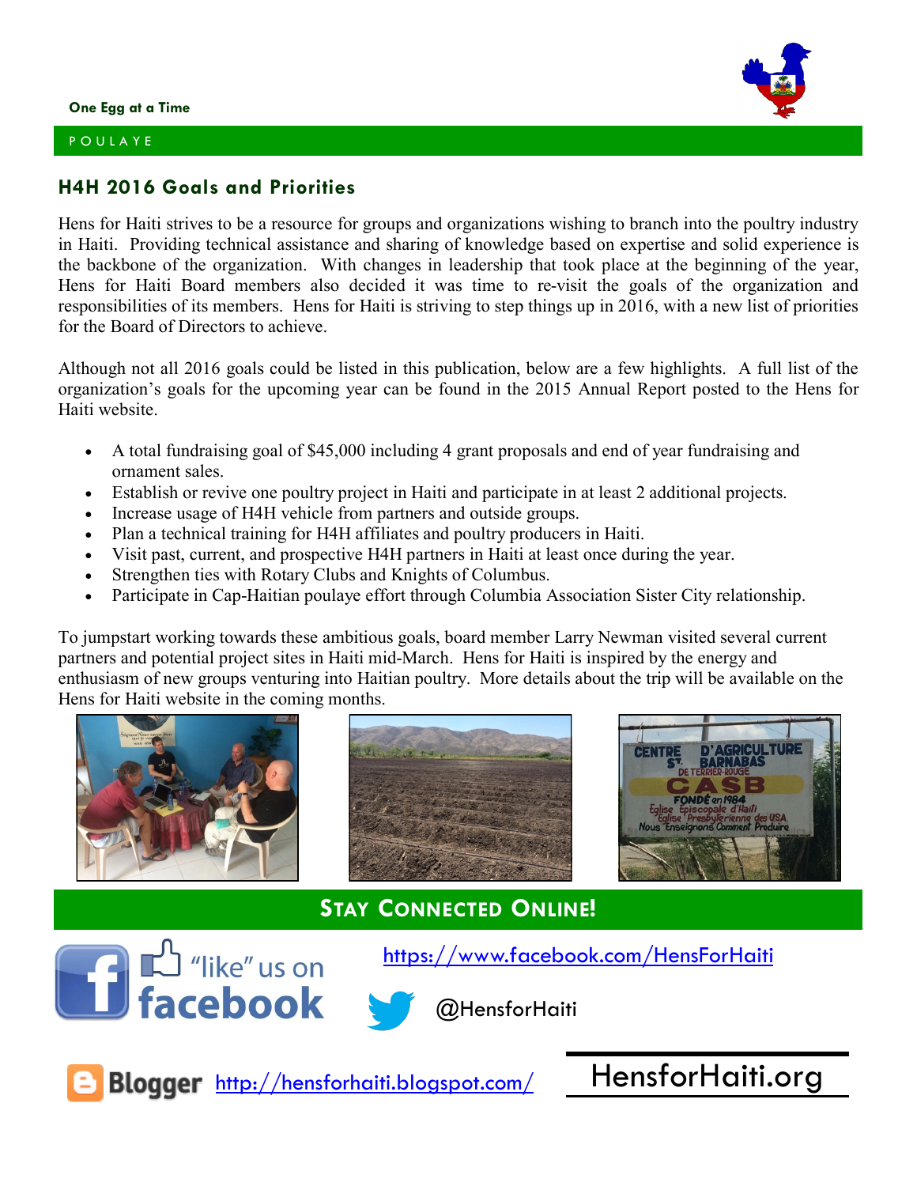One Egg at a Time

POULAYE

## H4H 2016 Goals and Priorities

Hens for Haiti strives to be a resource for groups and organizations wishing to branch into the poultry industry in Haiti. Providing technical assistance and sharing of knowledge based on expertise and solid experience is the backbone of the organization. With changes in leadership that took place at the beginning of the year, Hens for Haiti Board members also decided it was time to re-visit the goals of the organization and responsibilities of its members. Hens for Haiti is striving to step things up in 2016, with a new list of priorities for the Board of Directors to achieve.

Although not all 2016 goals could be listed in this publication, below are a few highlights. A full list of the organization's goals for the upcoming year can be found in the 2015 Annual Report posted to the Hens for Haiti website.

- A total fundraising goal of $45,000 including 4 grant proposals and end of year fundraising and ornament sales.
- Establish or revive one poultry project in Haiti and participate in at least 2 additional projects.
- Increase usage of H4H vehicle from partners and outside groups.
- Plan a technical training for H4H affiliates and poultry producers in Haiti.
- Visit past, current, and prospective H4H partners in Haiti at least once during the year.
- Strengthen ties with Rotary Clubs and Knights of Columbus.
- Participate in Cap-Haitian poulaye effort through Columbia Association Sister City relationship.

To jumpstart working towards these ambitious goals, board member Larry Newman visited several current partners and potential project sites in Haiti mid-March. Hens for Haiti is inspired by the energy and enthusiasm of new groups venturing into Haitian poultry. More details about the trip will be available on the Hens for Haiti website in the coming months.

## Stay Connected Online!

"like" us on facebook https://www.facebook.com/HensForHaiti

@HensforHaiti

Blogger http://hensforhaiti.blogspot.com/

HensforHaiti.org